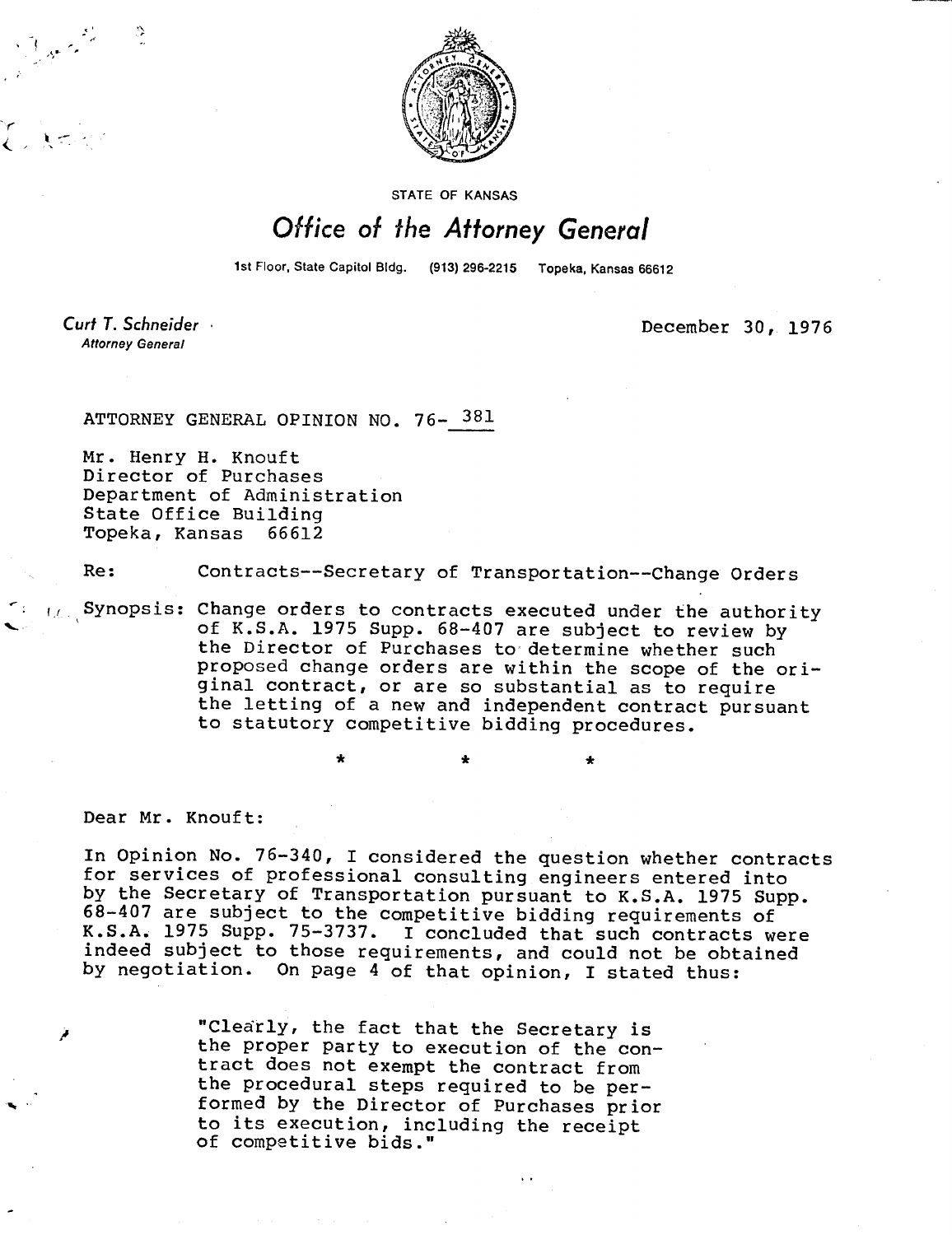STATE OF KANSAS

# Office of the Attorney General

1st Floor, State Capitol Bldg. (913) 296-2215 Topeka, Kansas 66612

*Curt T. Schneider*
*Attorney General*

December 30, 1976

ATTORNEY GENERAL OPINION NO. 76-381

Mr. Henry H. Knouft
Director of Purchases
Department of Administration
State Office Building
Topeka, Kansas 66612

Re: Contracts--Secretary of Transportation--Change Orders

Synopsis: Change orders to contracts executed under the authority of K.S.A. 1975 Supp. 68-407 are subject to review by the Director of Purchases to determine whether such proposed change orders are within the scope of the original contract, or are so substantial as to require the letting of a new and independent contract pursuant to statutory competitive bidding procedures.

\* \* \*

Dear Mr. Knouft:

In Opinion No. 76-340, I considered the question whether contracts for services of professional consulting engineers entered into by the Secretary of Transportation pursuant to K.S.A. 1975 Supp. 68-407 are subject to the competitive bidding requirements of K.S.A. 1975 Supp. 75-3737. I concluded that such contracts were indeed subject to those requirements, and could not be obtained by negotiation. On page 4 of that opinion, I stated thus:

> "Clearly, the fact that the Secretary is the proper party to execution of the contract does not exempt the contract from the procedural steps required to be performed by the Director of Purchases prior to its execution, including the receipt of competitive bids."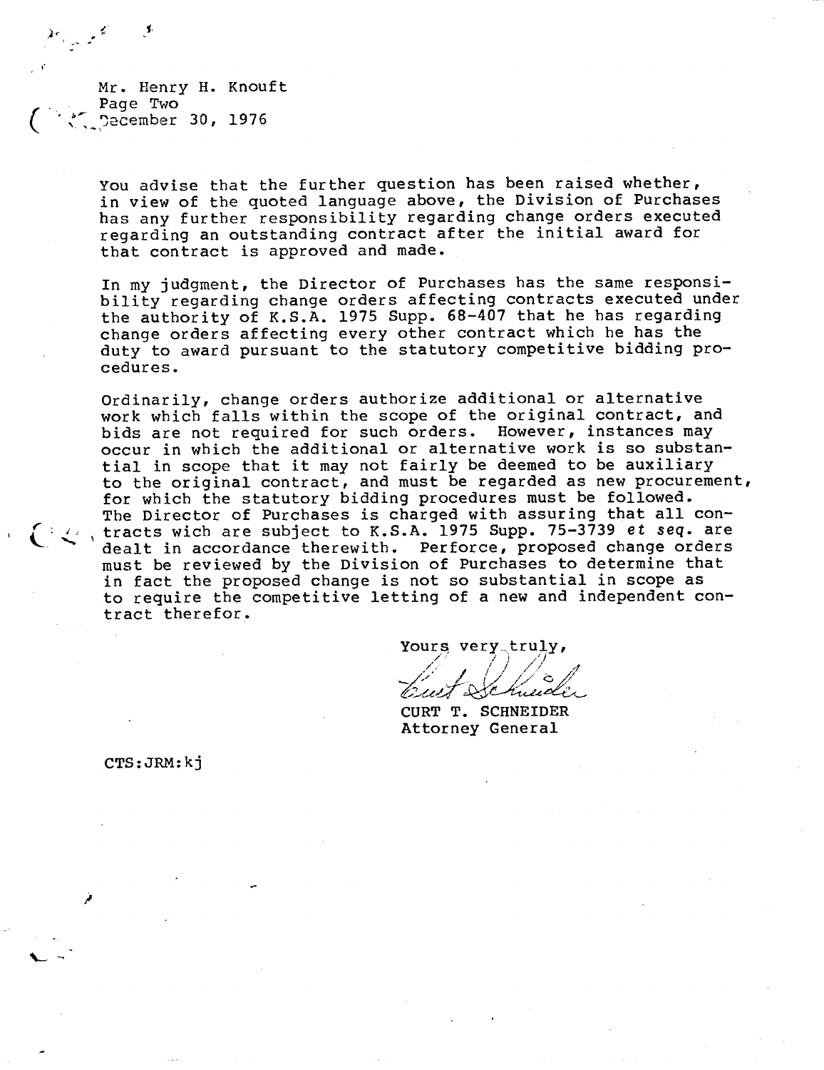Mr. Henry H. Knouft
Page Two
December 30, 1976

You advise that the further question has been raised whether, in view of the quoted language above, the Division of Purchases has any further responsibility regarding change orders executed regarding an outstanding contract after the initial award for that contract is approved and made.

In my judgment, the Director of Purchases has the same responsibility regarding change orders affecting contracts executed under the authority of K.S.A. 1975 Supp. 68-407 that he has regarding change orders affecting every other contract which he has the duty to award pursuant to the statutory competitive bidding procedures.

Ordinarily, change orders authorize additional or alternative work which falls within the scope of the original contract, and bids are not required for such orders. However, instances may occur in which the additional or alternative work is so substantial in scope that it may not fairly be deemed to be auxiliary to the original contract, and must be regarded as new procurement, for which the statutory bidding procedures must be followed. The Director of Purchases is charged with assuring that all contracts wich are subject to K.S.A. 1975 Supp. 75-3739 *et seq.* are dealt in accordance therewith. Perforce, proposed change orders must be reviewed by the Division of Purchases to determine that in fact the proposed change is not so substantial in scope as to require the competitive letting of a new and independent contract therefor.

Yours very truly,

CURT T. SCHNEIDER
Attorney General

CTS:JRM:kj